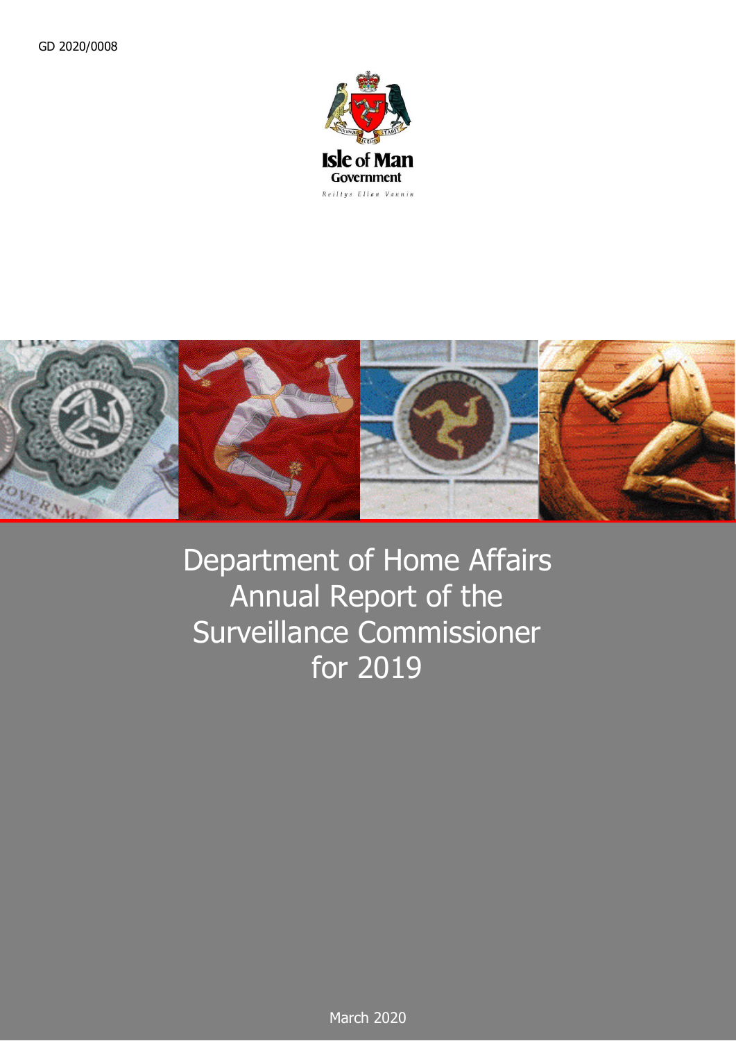GD 2020/0008

Isle of Man Government

Reiltys Ellan Vannin

# Department of Home Affairs Annual Report of the Surveillance Commissioner for 2019

March 2020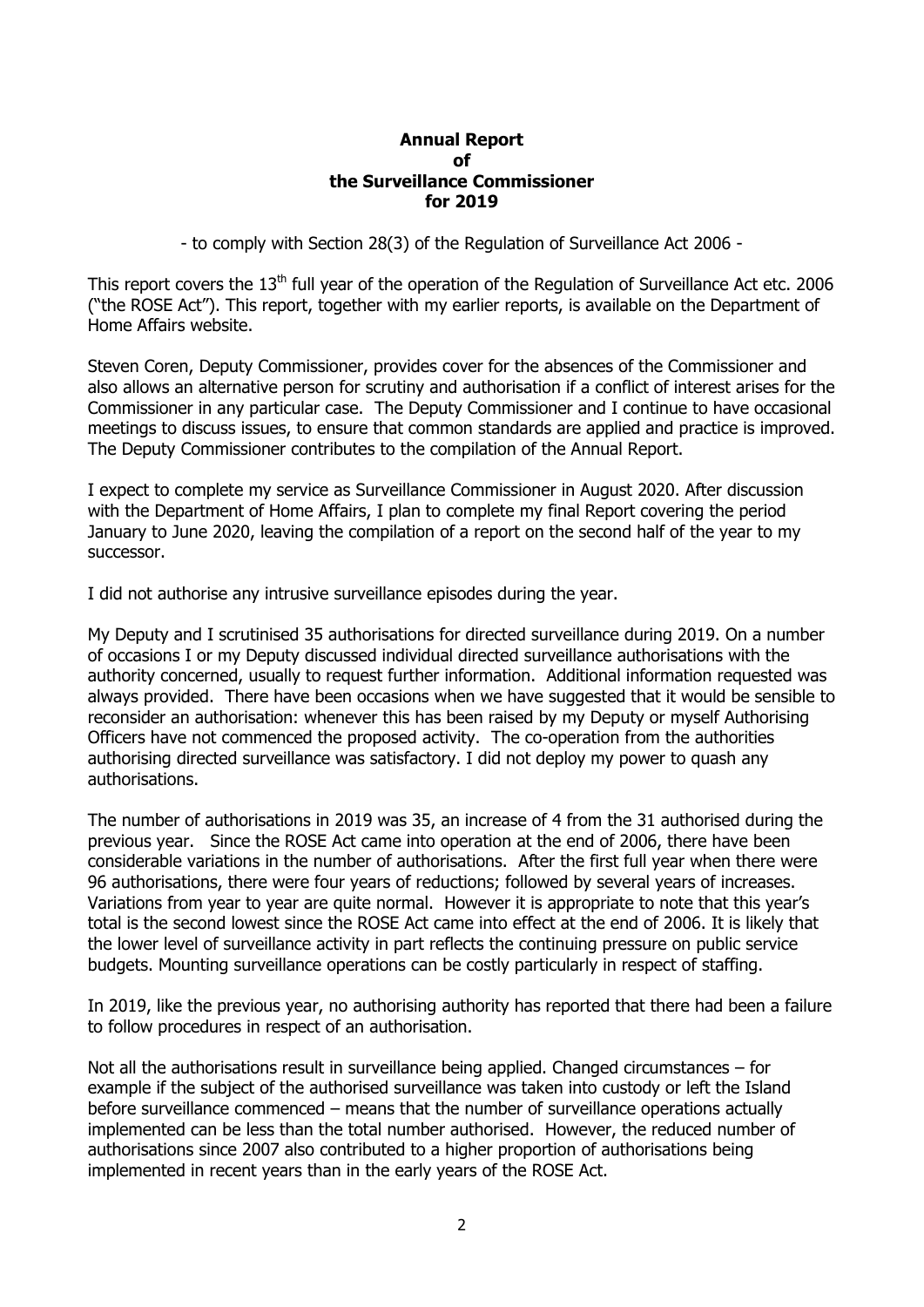# Annual Report of the Surveillance Commissioner for 2019

- to comply with Section 28(3) of the Regulation of Surveillance Act 2006 -

This report covers the 13th full year of the operation of the Regulation of Surveillance Act etc. 2006 ("the ROSE Act"). This report, together with my earlier reports, is available on the Department of Home Affairs website.

Steven Coren, Deputy Commissioner, provides cover for the absences of the Commissioner and also allows an alternative person for scrutiny and authorisation if a conflict of interest arises for the Commissioner in any particular case. The Deputy Commissioner and I continue to have occasional meetings to discuss issues, to ensure that common standards are applied and practice is improved. The Deputy Commissioner contributes to the compilation of the Annual Report.

I expect to complete my service as Surveillance Commissioner in August 2020. After discussion with the Department of Home Affairs, I plan to complete my final Report covering the period January to June 2020, leaving the compilation of a report on the second half of the year to my successor.

I did not authorise any intrusive surveillance episodes during the year.

My Deputy and I scrutinised 35 authorisations for directed surveillance during 2019. On a number of occasions I or my Deputy discussed individual directed surveillance authorisations with the authority concerned, usually to request further information. Additional information requested was always provided. There have been occasions when we have suggested that it would be sensible to reconsider an authorisation: whenever this has been raised by my Deputy or myself Authorising Officers have not commenced the proposed activity. The co-operation from the authorities authorising directed surveillance was satisfactory. I did not deploy my power to quash any authorisations.

The number of authorisations in 2019 was 35, an increase of 4 from the 31 authorised during the previous year. Since the ROSE Act came into operation at the end of 2006, there have been considerable variations in the number of authorisations. After the first full year when there were 96 authorisations, there were four years of reductions; followed by several years of increases. Variations from year to year are quite normal. However it is appropriate to note that this year's total is the second lowest since the ROSE Act came into effect at the end of 2006. It is likely that the lower level of surveillance activity in part reflects the continuing pressure on public service budgets. Mounting surveillance operations can be costly particularly in respect of staffing.

In 2019, like the previous year, no authorising authority has reported that there had been a failure to follow procedures in respect of an authorisation.

Not all the authorisations result in surveillance being applied. Changed circumstances – for example if the subject of the authorised surveillance was taken into custody or left the Island before surveillance commenced – means that the number of surveillance operations actually implemented can be less than the total number authorised. However, the reduced number of authorisations since 2007 also contributed to a higher proportion of authorisations being implemented in recent years than in the early years of the ROSE Act.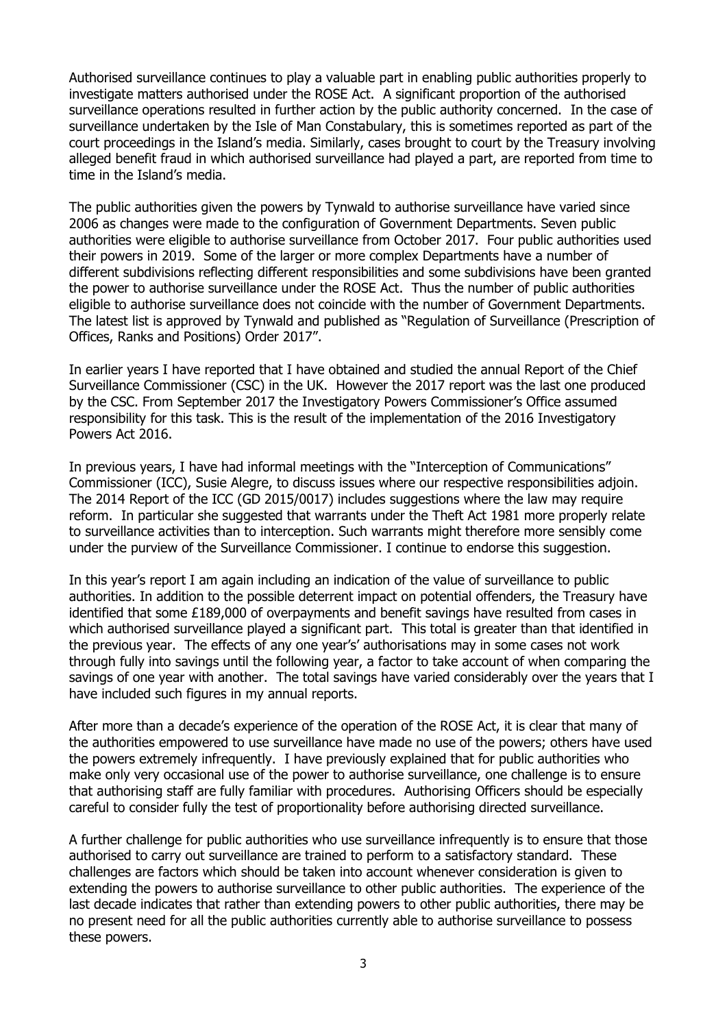Authorised surveillance continues to play a valuable part in enabling public authorities properly to investigate matters authorised under the ROSE Act. A significant proportion of the authorised surveillance operations resulted in further action by the public authority concerned. In the case of surveillance undertaken by the Isle of Man Constabulary, this is sometimes reported as part of the court proceedings in the Island's media. Similarly, cases brought to court by the Treasury involving alleged benefit fraud in which authorised surveillance had played a part, are reported from time to time in the Island's media.

The public authorities given the powers by Tynwald to authorise surveillance have varied since 2006 as changes were made to the configuration of Government Departments. Seven public authorities were eligible to authorise surveillance from October 2017. Four public authorities used their powers in 2019. Some of the larger or more complex Departments have a number of different subdivisions reflecting different responsibilities and some subdivisions have been granted the power to authorise surveillance under the ROSE Act. Thus the number of public authorities eligible to authorise surveillance does not coincide with the number of Government Departments. The latest list is approved by Tynwald and published as "Regulation of Surveillance (Prescription of Offices, Ranks and Positions) Order 2017".

In earlier years I have reported that I have obtained and studied the annual Report of the Chief Surveillance Commissioner (CSC) in the UK. However the 2017 report was the last one produced by the CSC. From September 2017 the Investigatory Powers Commissioner's Office assumed responsibility for this task. This is the result of the implementation of the 2016 Investigatory Powers Act 2016.

In previous years, I have had informal meetings with the "Interception of Communications" Commissioner (ICC), Susie Alegre, to discuss issues where our respective responsibilities adjoin. The 2014 Report of the ICC (GD 2015/0017) includes suggestions where the law may require reform. In particular she suggested that warrants under the Theft Act 1981 more properly relate to surveillance activities than to interception. Such warrants might therefore more sensibly come under the purview of the Surveillance Commissioner. I continue to endorse this suggestion.

In this year's report I am again including an indication of the value of surveillance to public authorities. In addition to the possible deterrent impact on potential offenders, the Treasury have identified that some £189,000 of overpayments and benefit savings have resulted from cases in which authorised surveillance played a significant part. This total is greater than that identified in the previous year. The effects of any one year's' authorisations may in some cases not work through fully into savings until the following year, a factor to take account of when comparing the savings of one year with another. The total savings have varied considerably over the years that I have included such figures in my annual reports.

After more than a decade's experience of the operation of the ROSE Act, it is clear that many of the authorities empowered to use surveillance have made no use of the powers; others have used the powers extremely infrequently. I have previously explained that for public authorities who make only very occasional use of the power to authorise surveillance, one challenge is to ensure that authorising staff are fully familiar with procedures. Authorising Officers should be especially careful to consider fully the test of proportionality before authorising directed surveillance.

A further challenge for public authorities who use surveillance infrequently is to ensure that those authorised to carry out surveillance are trained to perform to a satisfactory standard. These challenges are factors which should be taken into account whenever consideration is given to extending the powers to authorise surveillance to other public authorities. The experience of the last decade indicates that rather than extending powers to other public authorities, there may be no present need for all the public authorities currently able to authorise surveillance to possess these powers.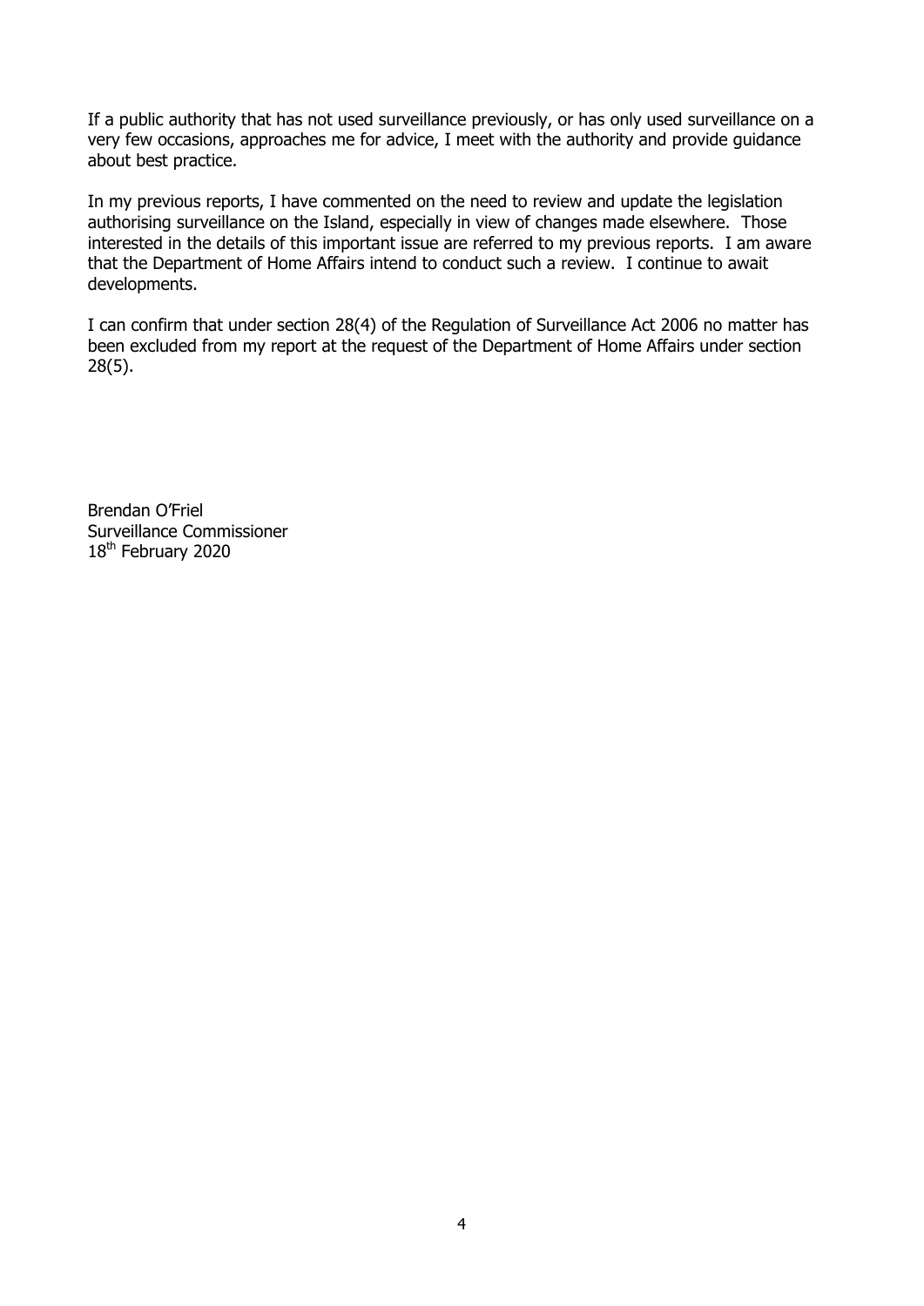If a public authority that has not used surveillance previously, or has only used surveillance on a very few occasions, approaches me for advice, I meet with the authority and provide guidance about best practice.

In my previous reports, I have commented on the need to review and update the legislation authorising surveillance on the Island, especially in view of changes made elsewhere. Those interested in the details of this important issue are referred to my previous reports. I am aware that the Department of Home Affairs intend to conduct such a review. I continue to await developments.

I can confirm that under section 28(4) of the Regulation of Surveillance Act 2006 no matter has been excluded from my report at the request of the Department of Home Affairs under section 28(5).

Brendan O'Friel
Surveillance Commissioner
18th February 2020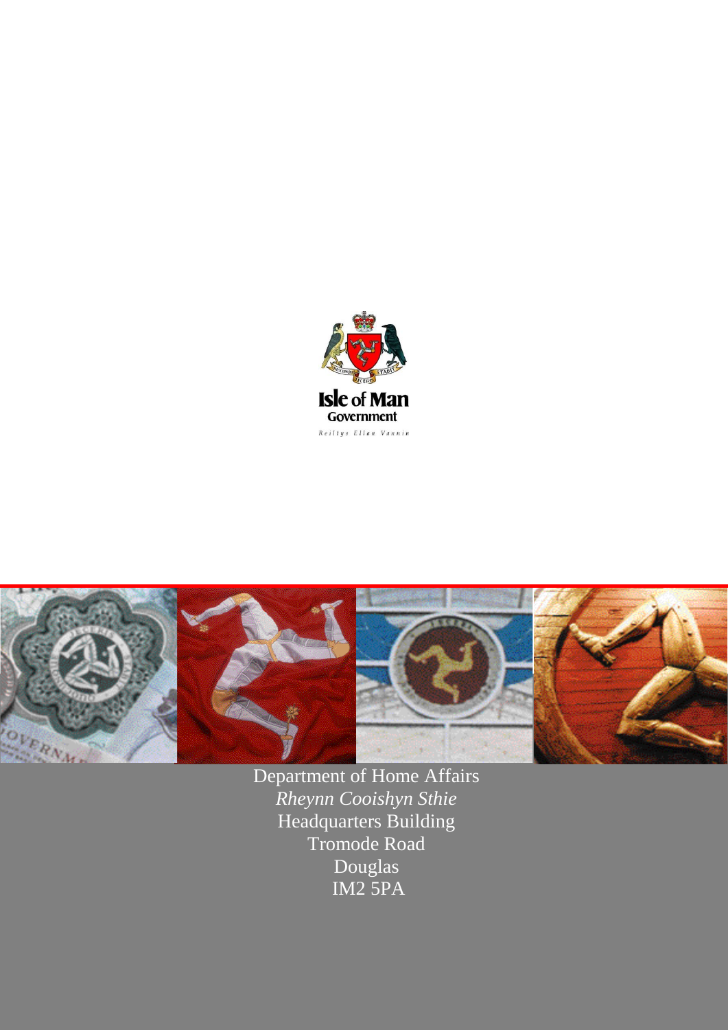Isle of Man
Government
Reiltys Ellan Vannin

Department of Home Affairs
*Rheynn Cooishyn Sthie*
Headquarters Building
Tromode Road
Douglas
IM2 5PA